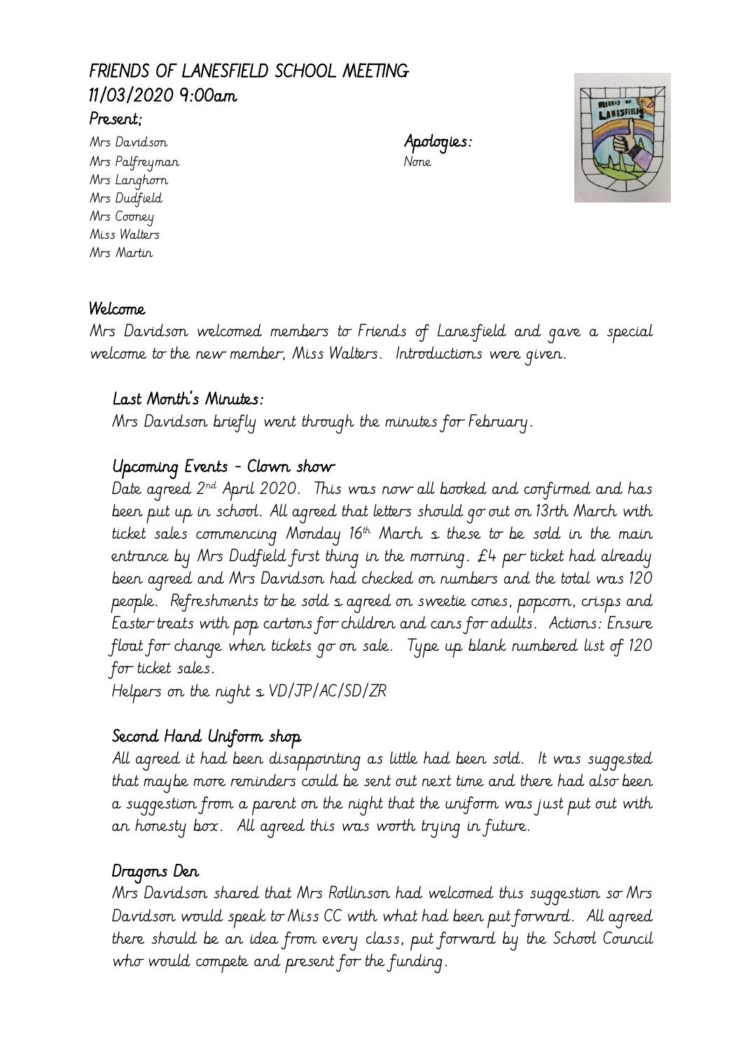# FRIENDS OF LANESFIELD SCHOOL MEETING 11/03/2020 9:00am

## Present;

Mrs Davidson
Mrs Palfreyman
Mrs Langhorn
Mrs Dudfield
Mrs Cooney
Miss Walters
Mrs Martin

## Apologies:

None

## Welcome

Mrs Davidson welcomed members to Friends of Lanesfield and gave a special welcome to the new member, Miss Walters. Introductions were given.

## Last Month's Minutes:

Mrs Davidson briefly went through the minutes for February.

## Upcoming Events – Clown show

Date agreed 2nd April 2020. This was now all booked and confirmed and has been put up in school. All agreed that letters should go out on 13rth March with ticket sales commencing Monday 16th March s these to be sold in the main entrance by Mrs Dudfield first thing in the morning. £4 per ticket had already been agreed and Mrs Davidson had checked on numbers and the total was 120 people. Refreshments to be sold s agreed on sweetie cones, popcorn, crisps and Easter treats with pop cartons for children and cans for adults. Actions: Ensure float for change when tickets go on sale. Type up blank numbered list of 120 for ticket sales.

Helpers on the night s VD/JP/AC/SD/ZR

## Second Hand Uniform shop

All agreed it had been disappointing as little had been sold. It was suggested that maybe more reminders could be sent out next time and there had also been a suggestion from a parent on the night that the uniform was just put out with an honesty box. All agreed this was worth trying in future.

## Dragons Den

Mrs Davidson shared that Mrs Rollinson had welcomed this suggestion so Mrs Davidson would speak to Miss CC with what had been put forward. All agreed there should be an idea from every class, put forward by the School Council who would compete and present for the funding.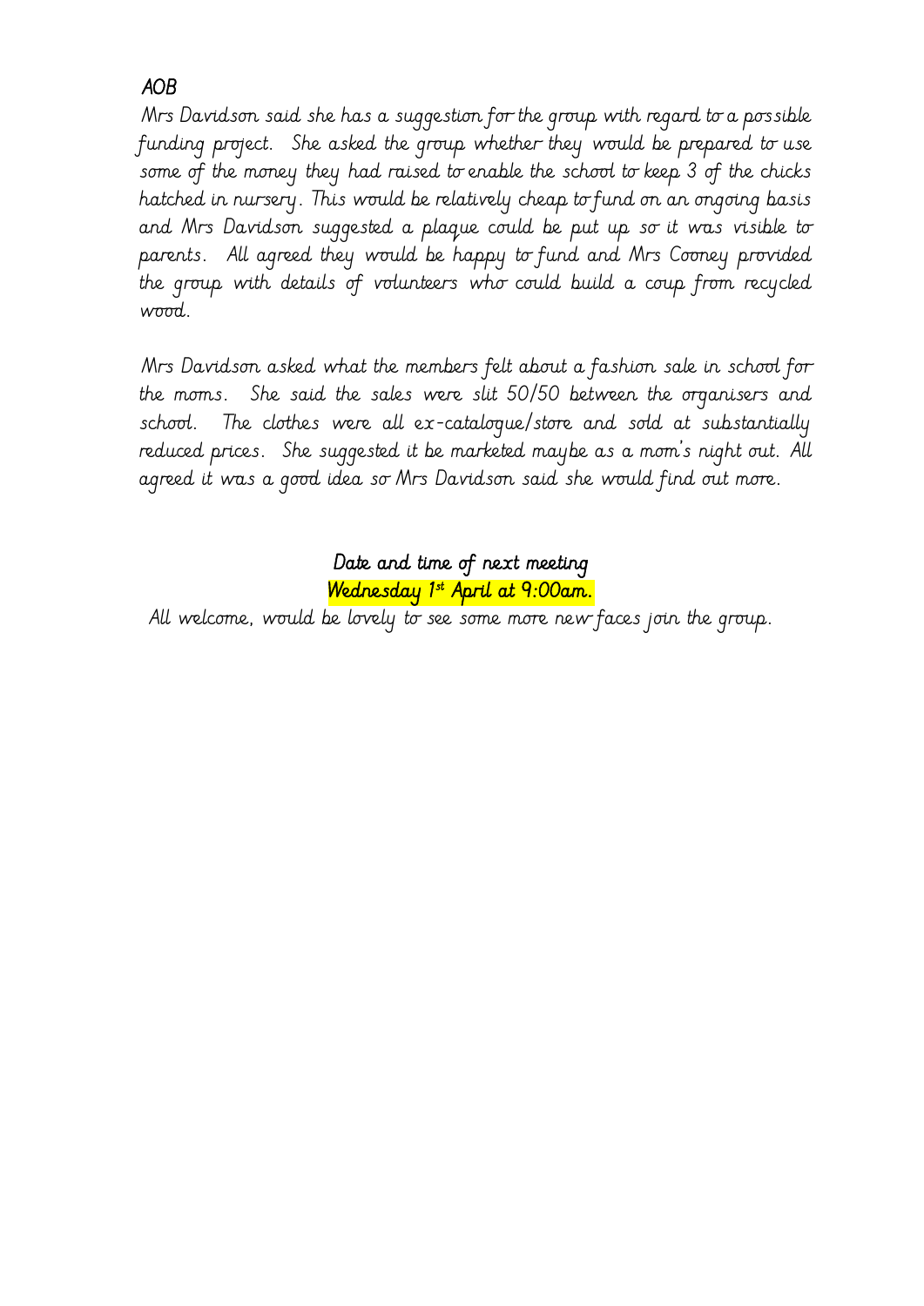*AOB*

Mrs Davidson said she has a suggestion for the group with regard to a possible funding project. She asked the group whether they would be prepared to use some of the money they had raised to enable the school to keep 3 of the chicks hatched in nursery. This would be relatively cheap to fund on an ongoing basis and Mrs Davidson suggested a plaque could be put up so it was visible to parents. All agreed they would be happy to fund and Mrs Cooney provided the group with details of volunteers who could build a coup from recycled wood.

Mrs Davidson asked what the members felt about a fashion sale in school for the moms. She said the sales were slit 50/50 between the organisers and school. The clothes were all ex-catalogue/store and sold at substantially reduced prices. She suggested it be marketed maybe as a mom's night out. All agreed it was a good idea so Mrs Davidson said she would find out more.

**Date and time of next meeting**

**Wednesday 1st April at 9:00am.**

All welcome, would be lovely to see some more new faces join the group.